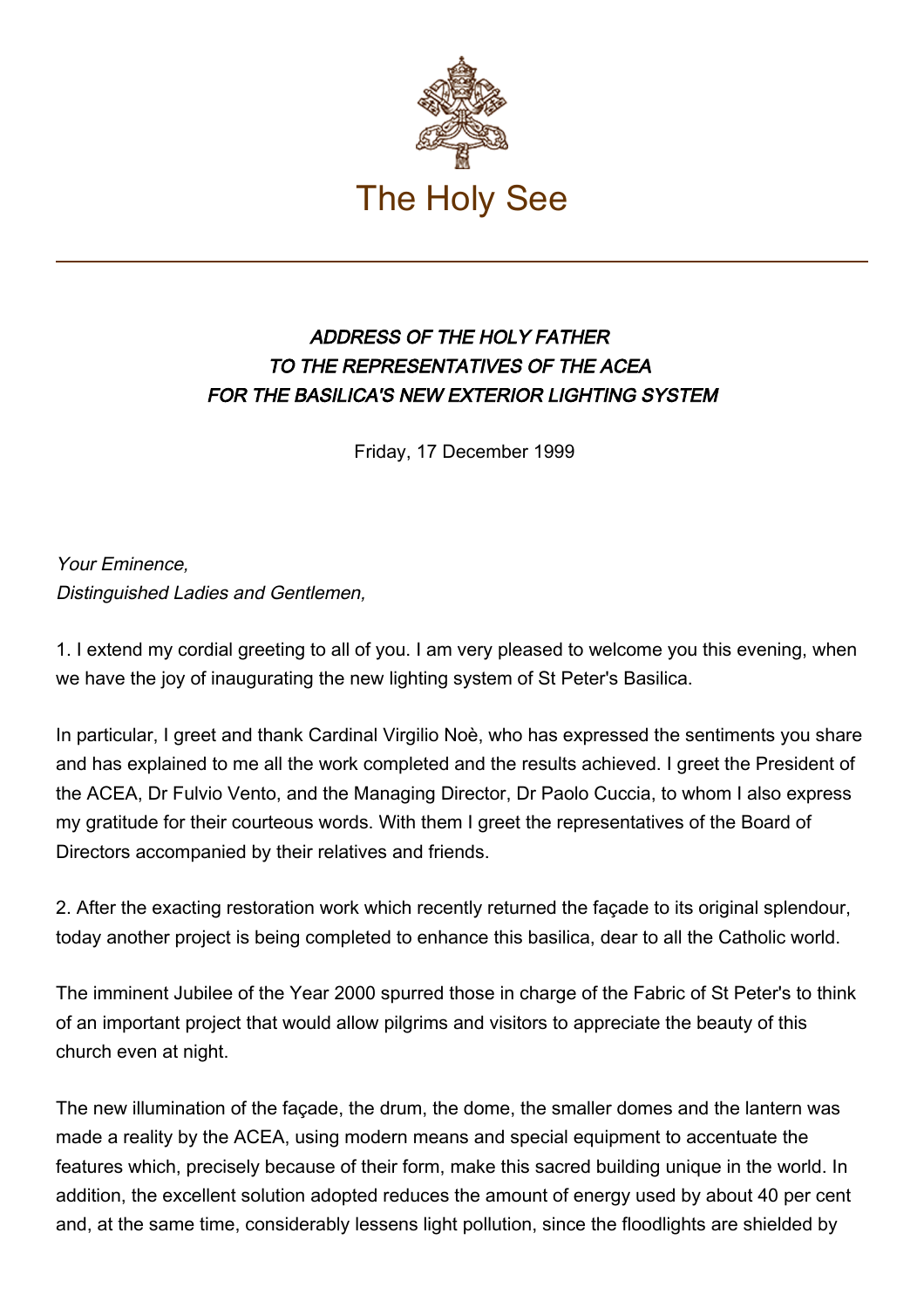The Holy See

### *ADDRESS OF THE HOLY FATHER TO THE REPRESENTATIVES OF THE ACEA FOR THE BASILICA'S NEW EXTERIOR LIGHTING SYSTEM*

Friday, 17 December 1999

*Your Eminence,*
*Distinguished Ladies and Gentlemen,*

1. I extend my cordial greeting to all of you. I am very pleased to welcome you this evening, when we have the joy of inaugurating the new lighting system of St Peter's Basilica.

In particular, I greet and thank Cardinal Virgilio Noè, who has expressed the sentiments you share and has explained to me all the work completed and the results achieved. I greet the President of the ACEA, Dr Fulvio Vento, and the Managing Director, Dr Paolo Cuccia, to whom I also express my gratitude for their courteous words. With them I greet the representatives of the Board of Directors accompanied by their relatives and friends.

2. After the exacting restoration work which recently returned the façade to its original splendour, today another project is being completed to enhance this basilica, dear to all the Catholic world.

The imminent Jubilee of the Year 2000 spurred those in charge of the Fabric of St Peter's to think of an important project that would allow pilgrims and visitors to appreciate the beauty of this church even at night.

The new illumination of the façade, the drum, the dome, the smaller domes and the lantern was made a reality by the ACEA, using modern means and special equipment to accentuate the features which, precisely because of their form, make this sacred building unique in the world. In addition, the excellent solution adopted reduces the amount of energy used by about 40 per cent and, at the same time, considerably lessens light pollution, since the floodlights are shielded by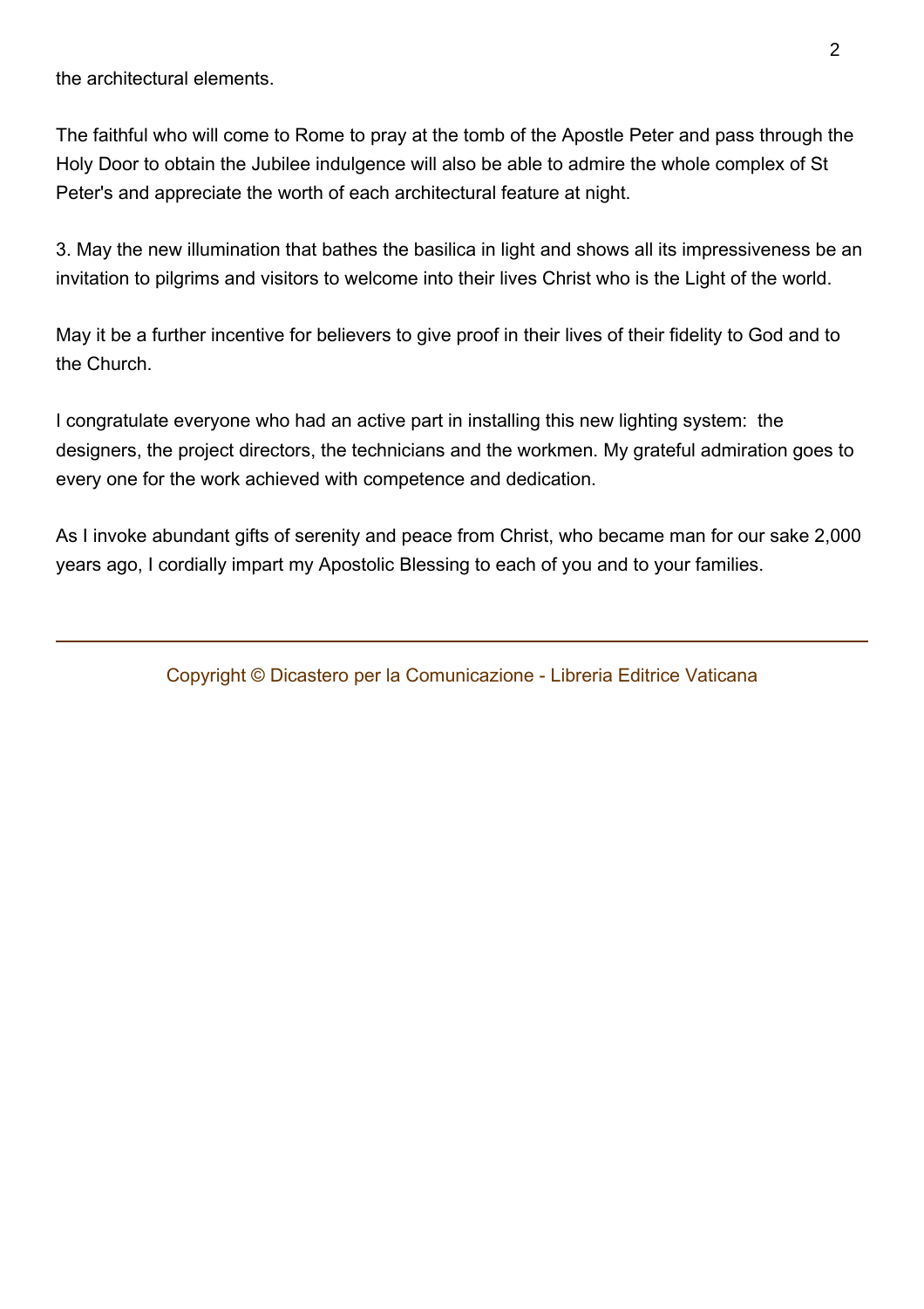the architectural elements.

The faithful who will come to Rome to pray at the tomb of the Apostle Peter and pass through the Holy Door to obtain the Jubilee indulgence will also be able to admire the whole complex of St Peter's and appreciate the worth of each architectural feature at night.

3. May the new illumination that bathes the basilica in light and shows all its impressiveness be an invitation to pilgrims and visitors to welcome into their lives Christ who is the Light of the world.

May it be a further incentive for believers to give proof in their lives of their fidelity to God and to the Church.

I congratulate everyone who had an active part in installing this new lighting system: the designers, the project directors, the technicians and the workmen. My grateful admiration goes to every one for the work achieved with competence and dedication.

As I invoke abundant gifts of serenity and peace from Christ, who became man for our sake 2,000 years ago, I cordially impart my Apostolic Blessing to each of you and to your families.

---

Copyright © Dicastero per la Comunicazione - Libreria Editrice Vaticana